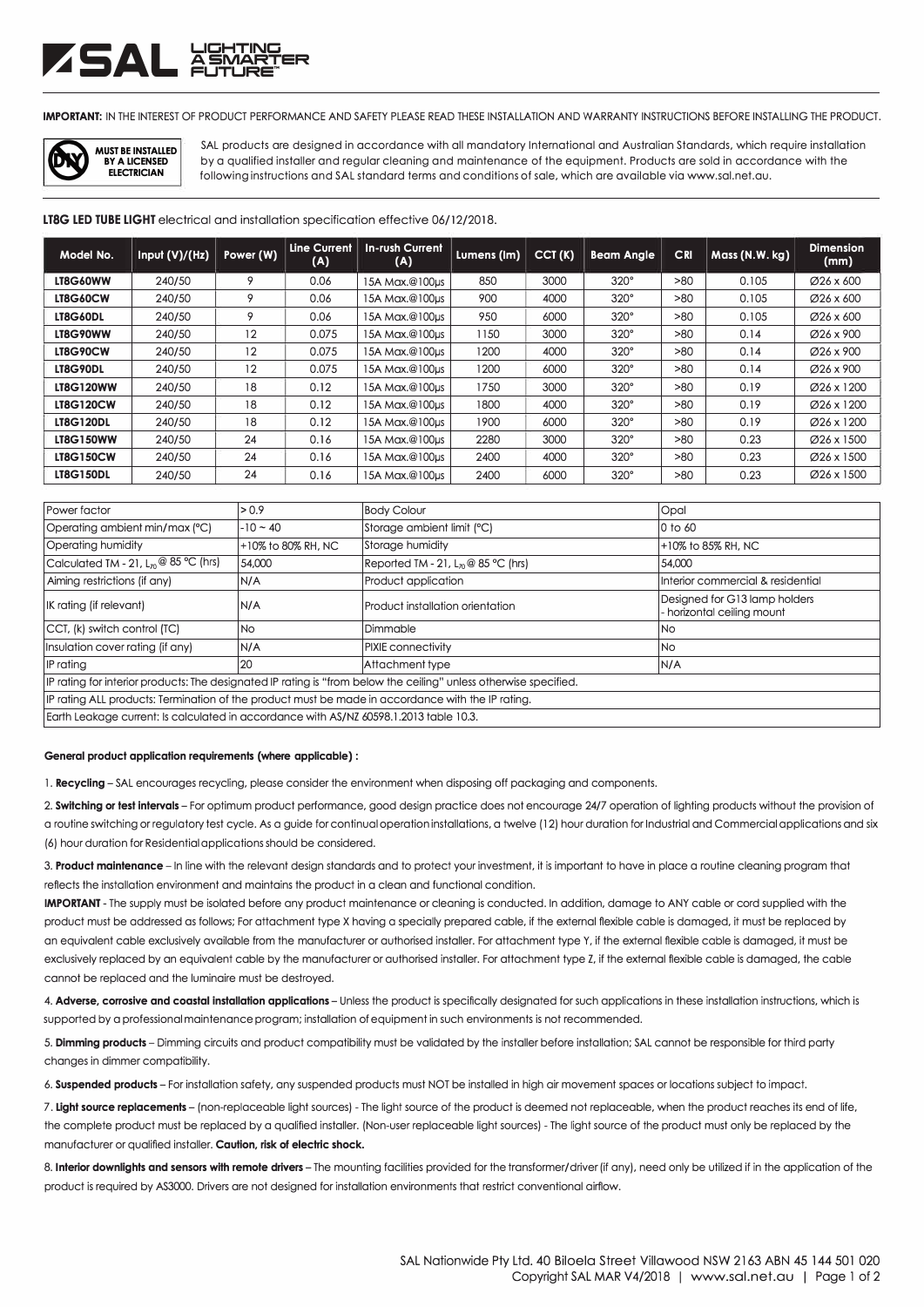**SAL** LIGHTING A SMARTER FUTURE™

**IMPORTANT:** IN THE INTEREST OF PRODUCT PERFORMANCE AND SAFETY PLEASE READ THESE INSTALLATION AND WARRANTY INSTRUCTIONS BEFORE INSTALLING THE PRODUCT.

**MUST BE INSTALLED BY A LICENSED ELECTRICIAN**

SAL products are designed in accordance with all mandatory International and Australian Standards, which require installation by a qualified installer and regular cleaning and maintenance of the equipment. Products are sold in accordance with the following instructions and SAL standard terms and conditions of sale, which are available via www.sal.net.au.

**LT8G LED TUBE LIGHT** electrical and installation specification effective 06/12/2018.

| Model No. | Input (V)/(Hz) | Power (W) | Line Current (A) | In-rush Current (A) | Lumens (lm) | CCT (K) | Beam Angle | CRI | Mass (N.W. kg) | Dimension (mm) |
|---|---|---|---|---|---|---|---|---|---|---|
| **LT8G60WW** | 240/50 | 9 | 0.06 | 15A Max.@100µs | 850 | 3000 | 320° | >80 | 0.105 | Ø26 x 600 |
| **LT8G60CW** | 240/50 | 9 | 0.06 | 15A Max.@100µs | 900 | 4000 | 320° | >80 | 0.105 | Ø26 x 600 |
| **LT8G60DL** | 240/50 | 9 | 0.06 | 15A Max.@100µs | 950 | 6000 | 320° | >80 | 0.105 | Ø26 x 600 |
| **LT8G90WW** | 240/50 | 12 | 0.075 | 15A Max.@100µs | 1150 | 3000 | 320° | >80 | 0.14 | Ø26 x 900 |
| **LT8G90CW** | 240/50 | 12 | 0.075 | 15A Max.@100µs | 1200 | 4000 | 320° | >80 | 0.14 | Ø26 x 900 |
| **LT8G90DL** | 240/50 | 12 | 0.075 | 15A Max.@100µs | 1200 | 6000 | 320° | >80 | 0.14 | Ø26 x 900 |
| **LT8G120WW** | 240/50 | 18 | 0.12 | 15A Max.@100µs | 1750 | 3000 | 320° | >80 | 0.19 | Ø26 x 1200 |
| **LT8G120CW** | 240/50 | 18 | 0.12 | 15A Max.@100µs | 1800 | 4000 | 320° | >80 | 0.19 | Ø26 x 1200 |
| **LT8G120DL** | 240/50 | 18 | 0.12 | 15A Max.@100µs | 1900 | 6000 | 320° | >80 | 0.19 | Ø26 x 1200 |
| **LT8G150WW** | 240/50 | 24 | 0.16 | 15A Max.@100µs | 2280 | 3000 | 320° | >80 | 0.23 | Ø26 x 1500 |
| **LT8G150CW** | 240/50 | 24 | 0.16 | 15A Max.@100µs | 2400 | 4000 | 320° | >80 | 0.23 | Ø26 x 1500 |
| **LT8G150DL** | 240/50 | 24 | 0.16 | 15A Max.@100µs | 2400 | 6000 | 320° | >80 | 0.23 | Ø26 x 1500 |

| | | | |
|---|---|---|---|
| Power factor | > 0.9 | Body Colour | Opal |
| Operating ambient min/max (°C) | -10 ~ 40 | Storage ambient limit (°C) | 0 to 60 |
| Operating humidity | +10% to 80% RH, NC | Storage humidity | +10% to 85% RH, NC |
| Calculated TM - 21, $L_{70}$ @ 85 °C (hrs) | 54,000 | Reported TM - 21, $L_{70}$ @ 85 °C (hrs) | 54,000 |
| Aiming restrictions (if any) | N/A | Product application | Interior commercial & residential |
| IK rating (if relevant) | N/A | Product installation orientation | Designed for G13 lamp holders - horizontal ceiling mount |
| CCT, (k) switch control (TC) | No | Dimmable | No |
| Insulation cover rating (if any) | N/A | PIXIE connectivity | No |
| IP rating | 20 | Attachment type | N/A |
| IP rating for interior products: The designated IP rating is "from below the ceiling" unless otherwise specified. | | | |
| IP rating ALL products: Termination of the product must be made in accordance with the IP rating. | | | |
| Earth Leakage current: Is calculated in accordance with AS/NZ 60598.1.2013 table 10.3. | | | |

**General product application requirements (where applicable) :**

1. **Recycling** – SAL encourages recycling, please consider the environment when disposing off packaging and components.

2. **Switching or test intervals** – For optimum product performance, good design practice does not encourage 24/7 operation of lighting products without the provision of a routine switching or regulatory test cycle. As a guide for continual operation installations, a twelve (12) hour duration for Industrial and Commercial applications and six (6) hour duration for Residential applications should be considered.

3. **Product maintenance** – In line with the relevant design standards and to protect your investment, it is important to have in place a routine cleaning program that reflects the installation environment and maintains the product in a clean and functional condition.

**IMPORTANT** - The supply must be isolated before any product maintenance or cleaning is conducted. In addition, damage to ANY cable or cord supplied with the product must be addressed as follows; For attachment type X having a specially prepared cable, if the external flexible cable is damaged, it must be replaced by an equivalent cable exclusively available from the manufacturer or authorised installer. For attachment type Y, if the external flexible cable is damaged, it must be exclusively replaced by an equivalent cable by the manufacturer or authorised installer. For attachment type Z, if the external flexible cable is damaged, the cable cannot be replaced and the luminaire must be destroyed.

4. **Adverse, corrosive and coastal installation applications** – Unless the product is specifically designated for such applications in these installation instructions, which is supported by a professional maintenance program; installation of equipment in such environments is not recommended.

5. **Dimming products** – Dimming circuits and product compatibility must be validated by the installer before installation; SAL cannot be responsible for third party changes in dimmer compatibility.

6. **Suspended products** – For installation safety, any suspended products must NOT be installed in high air movement spaces or locations subject to impact.

7. **Light source replacements** – (non-replaceable light sources) - The light source of the product is deemed not replaceable, when the product reaches its end of life, the complete product must be replaced by a qualified installer. (Non-user replaceable light sources) - The light source of the product must only be replaced by the manufacturer or qualified installer. **Caution, risk of electric shock.**

8. **Interior downlights and sensors with remote drivers** – The mounting facilities provided for the transformer/driver (if any), need only be utilized if in the application of the product is required by AS3000. Drivers are not designed for installation environments that restrict conventional airflow.

SAL Nationwide Pty Ltd. 40 Biloela Street Villawood NSW 2163 ABN 45 144 501 020
Copyright SAL MAR V4/2018 | www.sal.net.au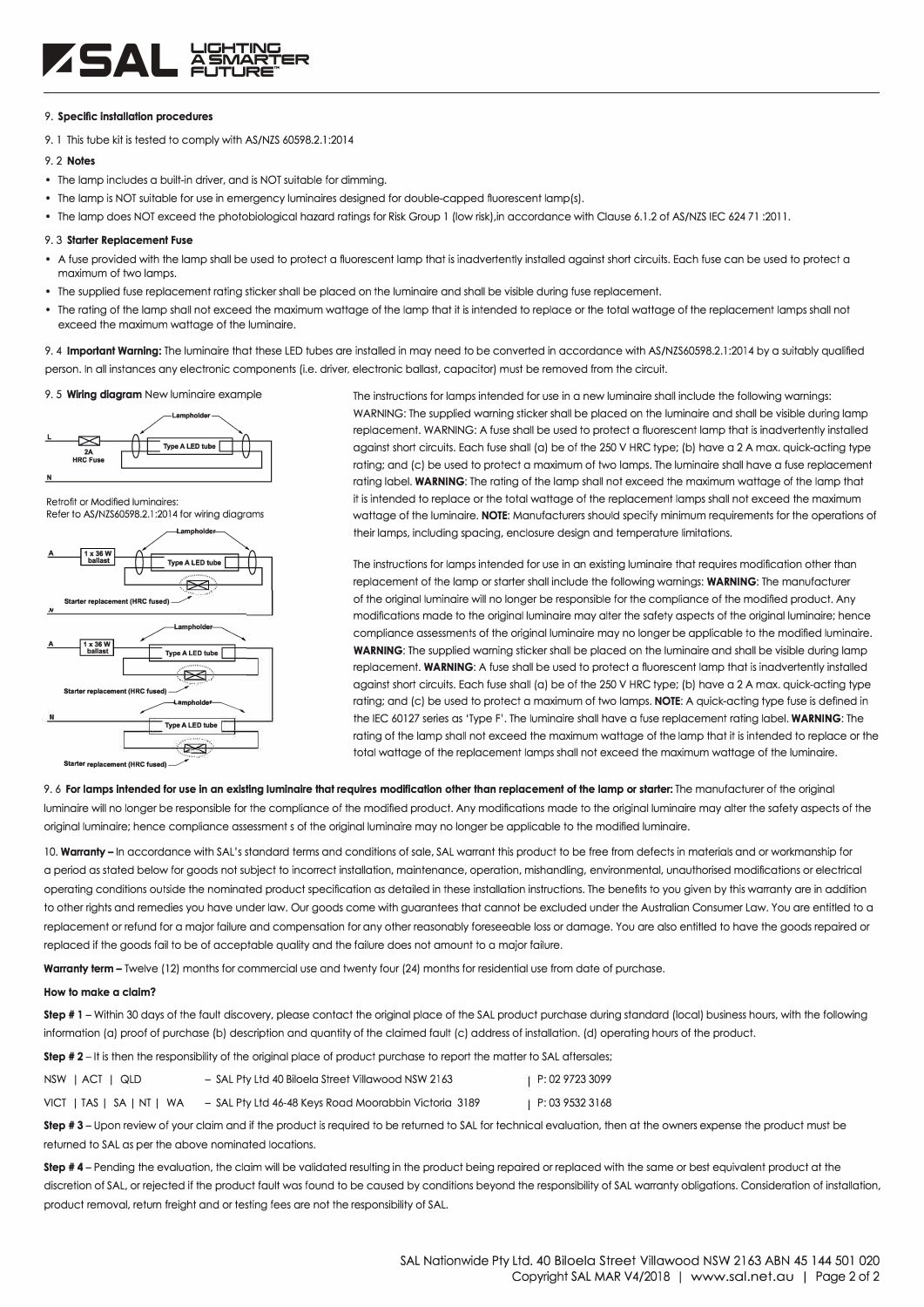9. **Specific installation procedures**

9. 1 This tube kit is tested to comply with AS/NZS 60598.2.1:2014

9. 2 **Notes**

- The lamp includes a built-in driver, and is NOT suitable for dimming.
- The lamp is NOT suitable for use in emergency luminaires designed for double-capped fluorescent lamp(s).
- The lamp does NOT exceed the photobiological hazard ratings for Risk Group 1 (low risk),in accordance with Clause 6.1.2 of AS/NZS IEC 624 71 :2011.

9. 3 **Starter Replacement Fuse**

- A fuse provided with the lamp shall be used to protect a fluorescent lamp that is inadvertently installed against short circuits. Each fuse can be used to protect a maximum of two lamps.
- The supplied fuse replacement rating sticker shall be placed on the luminaire and shall be visible during fuse replacement.
- The rating of the lamp shall not exceed the maximum wattage of the lamp that it is intended to replace or the total wattage of the replacement lamps shall not exceed the maximum wattage of the luminaire.

9. 4 **Important Warning:** The luminaire that these LED tubes are installed in may need to be converted in accordance with AS/NZS60598.2.1:2014 by a suitably qualified person. In all instances any electronic components (i.e. driver, electronic ballast, capacitor) must be removed from the circuit.

9. 5 **Wiring diagram** New luminaire example

L
2A HRC Fuse
Lampholder
Type A LED tube
N

Retrofit or Modified luminaires:
Refer to AS/NZS60598.2.1:2014 for wiring diagrams

A
1 x 36 W ballast
Lampholder
Type A LED tube
Starter replacement (HRC fused)
N

A
1 x 36 W ballast
Lampholder
Type A LED tube
Starter replacement (HRC fused)
N
Lampholder
Type A LED tube
Starter replacement (HRC fused)

The instructions for lamps intended for use in a new luminaire shall include the following warnings: WARNING: The supplied warning sticker shall be placed on the luminaire and shall be visible during lamp replacement. WARNING: A fuse shall be used to protect a fluorescent lamp that is inadvertently installed against short circuits. Each fuse shall (a) be of the 250 V HRC type; (b) have a 2 A max. quick-acting type rating; and (c) be used to protect a maximum of two lamps. The luminaire shall have a fuse replacement rating label. **WARNING**: The rating of the lamp shall not exceed the maximum wattage of the lamp that it is intended to replace or the total wattage of the replacement lamps shall not exceed the maximum wattage of the luminaire. **NOTE**: Manufacturers should specify minimum requirements for the operations of their lamps, including spacing, enclosure design and temperature limitations.

The instructions for lamps intended for use in an existing luminaire that requires modification other than replacement of the lamp or starter shall include the following warnings: **WARNING**: The manufacturer of the original luminaire will no longer be responsible for the compliance of the modified product. Any modifications made to the original luminaire may alter the safety aspects of the original luminaire; hence compliance assessments of the original luminaire may no longer be applicable to the modified luminaire. **WARNING**: The supplied warning sticker shall be placed on the luminaire and shall be visible during lamp replacement. **WARNING**: A fuse shall be used to protect a fluorescent lamp that is inadvertently installed against short circuits. Each fuse shall (a) be of the 250 V HRC type; (b) have a 2 A max. quick-acting type rating; and (c) be used to protect a maximum of two lamps. **NOTE**: A quick-acting type fuse is defined in the IEC 60127 series as 'Type F'. The luminaire shall have a fuse replacement rating label. **WARNING**: The rating of the lamp shall not exceed the maximum wattage of the lamp that it is intended to replace or the total wattage of the replacement lamps shall not exceed the maximum wattage of the luminaire.

9. 6 **For lamps intended for use in an existing luminaire that requires modification other than replacement of the lamp or starter:** The manufacturer of the original luminaire will no longer be responsible for the compliance of the modified product. Any modifications made to the original luminaire may alter the safety aspects of the original luminaire; hence compliance assessment s of the original luminaire may no longer be applicable to the modified luminaire.

10. **Warranty –** In accordance with SAL's standard terms and conditions of sale, SAL warrant this product to be free from defects in materials and or workmanship for a period as stated below for goods not subject to incorrect installation, maintenance, operation, mishandling, environmental, unauthorised modifications or electrical operating conditions outside the nominated product specification as detailed in these installation instructions. The benefits to you given by this warranty are in addition to other rights and remedies you have under law. Our goods come with guarantees that cannot be excluded under the Australian Consumer Law. You are entitled to a replacement or refund for a major failure and compensation for any other reasonably foreseeable loss or damage. You are also entitled to have the goods repaired or replaced if the goods fail to be of acceptable quality and the failure does not amount to a major failure.

**Warranty term –** Twelve (12) months for commercial use and twenty four (24) months for residential use from date of purchase.

**How to make a claim?**

**Step # 1** – Within 30 days of the fault discovery, please contact the original place of the SAL product purchase during standard (local) business hours, with the following information (a) proof of purchase (b) description and quantity of the claimed fault (c) address of installation. (d) operating hours of the product.

**Step # 2** – It is then the responsibility of the original place of product purchase to report the matter to SAL aftersales;

| | | |
|---|---|---|
| NSW \| ACT \| QLD | – SAL Pty Ltd 40 Biloela Street Villawood NSW 2163 | P: 02 9723 3099 |
| VICT \| TAS \| SA \| NT \| WA | – SAL Pty Ltd 46-48 Keys Road Moorabbin Victoria 3189 | P: 03 9532 3168 |

**Step # 3** – Upon review of your claim and if the product is required to be returned to SAL for technical evaluation, then at the owners expense the product must be returned to SAL as per the above nominated locations.

**Step # 4** – Pending the evaluation, the claim will be validated resulting in the product being repaired or replaced with the same or best equivalent product at the discretion of SAL, or rejected if the product fault was found to be caused by conditions beyond the responsibility of SAL warranty obligations. Consideration of installation, product removal, return freight and or testing fees are not the responsibility of SAL.

SAL Nationwide Pty Ltd. 40 Biloela Street Villawood NSW 2163 ABN 45 144 501 020
Copyright SAL MAR V4/2018 | www.sal.net.au